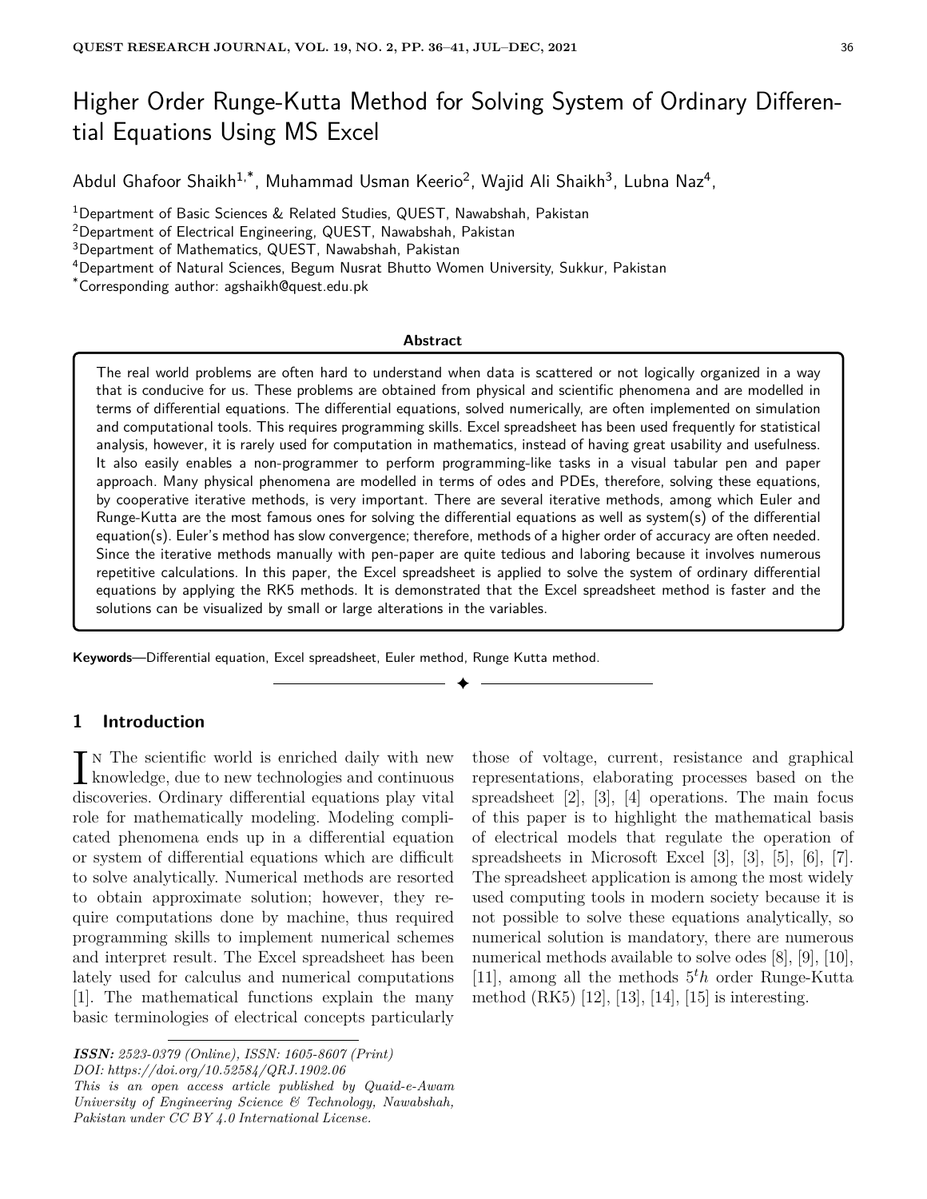# Higher Order Runge-Kutta Method for Solving System of Ordinary Differential Equations Using MS Excel

Abdul Ghafoor Shaikh[1,*], Muhammad Usman Keerio[2], Wajid Ali Shaikh[3], Lubna Naz[4],

[1]Department of Basic Sciences & Related Studies, QUEST, Nawabshah, Pakistan
[2]Department of Electrical Engineering, QUEST, Nawabshah, Pakistan
[3]Department of Mathematics, QUEST, Nawabshah, Pakistan
[4]Department of Natural Sciences, Begum Nusrat Bhutto Women University, Sukkur, Pakistan
[*]Corresponding author: agshaikh@quest.edu.pk

**Abstract**

The real world problems are often hard to understand when data is scattered or not logically organized in a way that is conducive for us. These problems are obtained from physical and scientific phenomena and are modelled in terms of differential equations. The differential equations, solved numerically, are often implemented on simulation and computational tools. This requires programming skills. Excel spreadsheet has been used frequently for statistical analysis, however, it is rarely used for computation in mathematics, instead of having great usability and usefulness. It also easily enables a non-programmer to perform programming-like tasks in a visual tabular pen and paper approach. Many physical phenomena are modelled in terms of odes and PDEs, therefore, solving these equations, by cooperative iterative methods, is very important. There are several iterative methods, among which Euler and Runge-Kutta are the most famous ones for solving the differential equations as well as system(s) of the differential equation(s). Euler's method has slow convergence; therefore, methods of a higher order of accuracy are often needed. Since the iterative methods manually with pen-paper are quite tedious and laboring because it involves numerous repetitive calculations. In this paper, the Excel spreadsheet is applied to solve the system of ordinary differential equations by applying the RK5 methods. It is demonstrated that the Excel spreadsheet method is faster and the solutions can be visualized by small or large alterations in the variables.

**Keywords**—Differential equation, Excel spreadsheet, Euler method, Runge Kutta method.

## 1 Introduction

In The scientific world is enriched daily with new knowledge, due to new technologies and continuous discoveries. Ordinary differential equations play vital role for mathematically modeling. Modeling complicated phenomena ends up in a differential equation or system of differential equations which are difficult to solve analytically. Numerical methods are resorted to obtain approximate solution; however, they require computations done by machine, thus required programming skills to implement numerical schemes and interpret result. The Excel spreadsheet has been lately used for calculus and numerical computations [1]. The mathematical functions explain the many basic terminologies of electrical concepts particularly those of voltage, current, resistance and graphical representations, elaborating processes based on the spreadsheet [2], [3], [4] operations. The main focus of this paper is to highlight the mathematical basis of electrical models that regulate the operation of spreadsheets in Microsoft Excel [3], [3], [5], [6], [7]. The spreadsheet application is among the most widely used computing tools in modern society because it is not possible to solve these equations analytically, so numerical solution is mandatory, there are numerous numerical methods available to solve odes [8], [9], [10], [11], among all the methods $5^th$ order Runge-Kutta method (RK5) [12], [13], [14], [15] is interesting.

*ISSN: 2523-0379 (Online), ISSN: 1605-8607 (Print)*
*DOI: https://doi.org/10.52584/QRJ.1902.06*
*This is an open access article published by Quaid-e-Awam University of Engineering Science & Technology, Nawabshah, Pakistan under CC BY 4.0 International License.*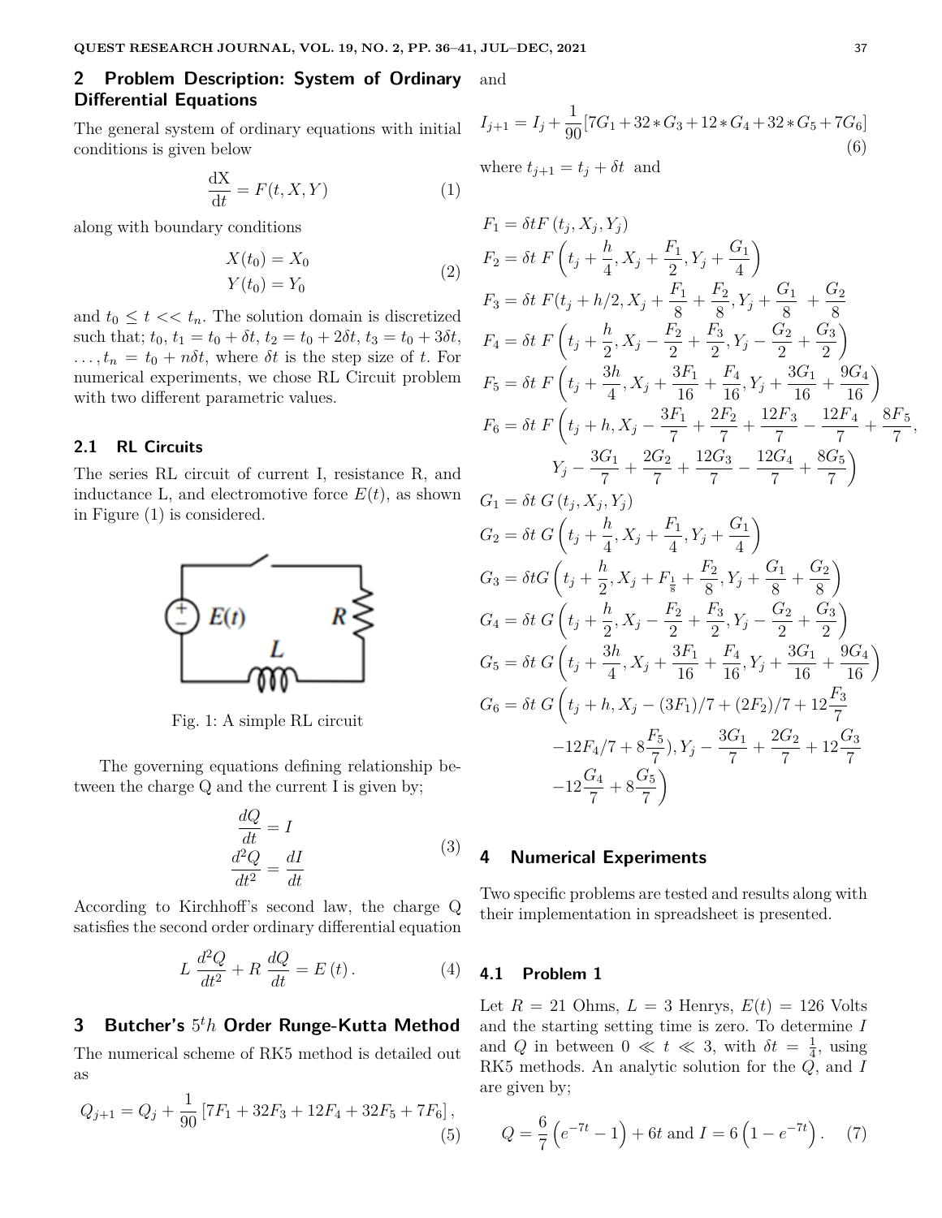## 2 Problem Description: System of Ordinary Differential Equations

The general system of ordinary equations with initial conditions is given below

$$\frac{\mathrm{dX}}{\mathrm{dt}} = F(t, X, Y) \tag{1}$$

along with boundary conditions

$$\begin{aligned} X(t_0) &= X_0 \\ Y(t_0) &= Y_0 \end{aligned} \tag{2}$$

and $t_0 \leq t << t_n$. The solution domain is discretized such that; $t_0$, $t_1 = t_0 + \delta t$, $t_2 = t_0 + 2\delta t$, $t_3 = t_0 + 3\delta t$, $\ldots, t_n = t_0 + n\delta t$, where $\delta t$ is the step size of $t$. For numerical experiments, we chose RL Circuit problem with two different parametric values.

### 2.1 RL Circuits

The series RL circuit of current I, resistance R, and inductance L, and electromotive force $E(t)$, as shown in Figure (1) is considered.

Fig. 1: A simple RL circuit

The governing equations defining relationship between the charge Q and the current I is given by;

$$\begin{aligned} \frac{dQ}{dt} &= I \\ \frac{d^2Q}{dt^2} &= \frac{dI}{dt} \end{aligned} \tag{3}$$

According to Kirchhoff's second law, the charge Q satisfies the second order ordinary differential equation

$$L\,\frac{d^2Q}{dt^2} + R\,\frac{dQ}{dt} = E\,(t)\,. \tag{4}$$

## 3 Butcher's $5^th$ Order Runge-Kutta Method

The numerical scheme of RK5 method is detailed out as

$$Q_{j+1} = Q_j + \frac{1}{90}\left[7F_1 + 32F_3 + 12F_4 + 32F_5 + 7F_6\right], \tag{5}$$

and

$$I_{j+1} = I_j + \frac{1}{90}[7G_1 + 32 * G_3 + 12 * G_4 + 32 * G_5 + 7G_6] \tag{6}$$

where $t_{j+1} = t_j + \delta t$ and

$$\begin{aligned}
F_1 &= \delta t F\left(t_j, X_j, Y_j\right) \\
F_2 &= \delta t\ F\left(t_j + \frac{h}{4}, X_j + \frac{F_1}{2}, Y_j + \frac{G_1}{4}\right) \\
F_3 &= \delta t\ F(t_j + h/2, X_j + \frac{F_1}{8} + \frac{F_2}{8}, Y_j + \frac{G_1}{8}\ + \frac{G_2}{8} \\
F_4 &= \delta t\ F\left(t_j + \frac{h}{2}, X_j - \frac{F_2}{2} + \frac{F_3}{2}, Y_j - \frac{G_2}{2} + \frac{G_3}{2}\right) \\
F_5 &= \delta t\ F\left(t_j + \frac{3h}{4}, X_j + \frac{3F_1}{16} + \frac{F_4}{16}, Y_j + \frac{3G_1}{16} + \frac{9G_4}{16}\right) \\
F_6 &= \delta t\ F\left(t_j + h, X_j - \frac{3F_1}{7} + \frac{2F_2}{7} + \frac{12F_3}{7} - \frac{12F_4}{7} + \frac{8F_5}{7},\right. \\
&\qquad \left. Y_j - \frac{3G_1}{7} + \frac{2G_2}{7} + \frac{12G_3}{7} - \frac{12G_4}{7} + \frac{8G_5}{7}\right) \\
G_1 &= \delta t\ G\left(t_j, X_j, Y_j\right) \\
G_2 &= \delta t\ G\left(t_j + \frac{h}{4}, X_j + \frac{F_1}{4}, Y_j + \frac{G_1}{4}\right) \\
G_3 &= \delta t G\left(t_j + \frac{h}{2}, X_j + F_{\frac{1}{8}} + \frac{F_2}{8}, Y_j + \frac{G_1}{8} + \frac{G_2}{8}\right) \\
G_4 &= \delta t\ G\left(t_j + \frac{h}{2}, X_j - \frac{F_2}{2} + \frac{F_3}{2}, Y_j - \frac{G_2}{2} + \frac{G_3}{2}\right) \\
G_5 &= \delta t\ G\left(t_j + \frac{3h}{4}, X_j + \frac{3F_1}{16} + \frac{F_4}{16}, Y_j + \frac{3G_1}{16} + \frac{9G_4}{16}\right) \\
G_6 &= \delta t\ G\left(t_j + h, X_j - (3F_1)/7 + (2F_2)/7 + 12\frac{F_3}{7}\right. \\
&\qquad -12F_4/7 + 8\frac{F_5}{7}), Y_j - \frac{3G_1}{7} + \frac{2G_2}{7} + 12\frac{G_3}{7} \\
&\qquad \left. -12\frac{G_4}{7} + 8\frac{G_5}{7}\right)
\end{aligned}$$

## 4 Numerical Experiments

Two specific problems are tested and results along with their implementation in spreadsheet is presented.

### 4.1 Problem 1

Let $R = 21$ Ohms, $L = 3$ Henrys, $E(t) = 126$ Volts and the starting setting time is zero. To determine $I$ and $Q$ in between $0 \ll t \ll 3$, with $\delta t = \frac{1}{4}$, using RK5 methods. An analytic solution for the $Q$, and $I$ are given by;

$$Q = \frac{6}{7}\left(e^{-7t} - 1\right) + 6t \text{ and } I = 6\left(1 - e^{-7t}\right). \tag{7}$$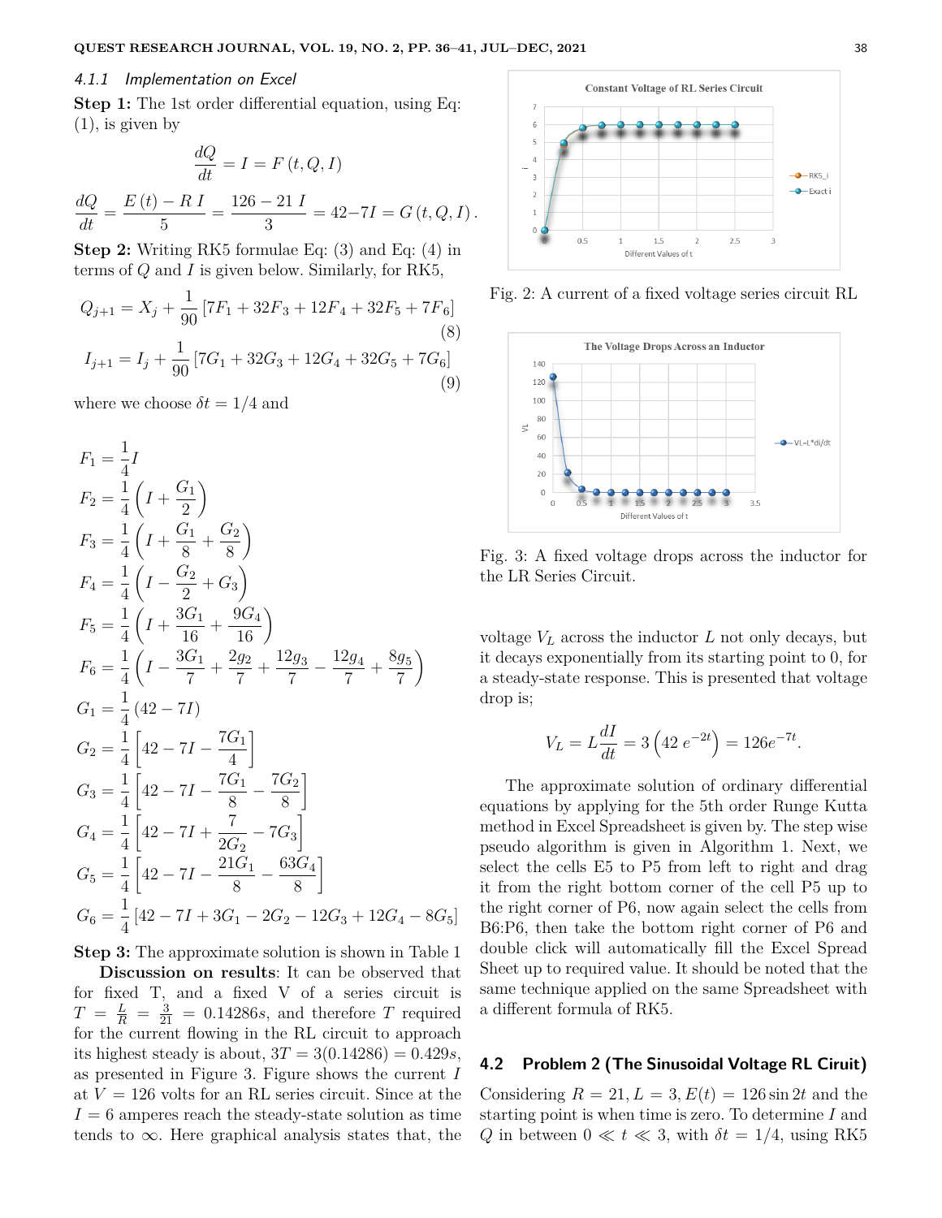#### 4.1.1 Implementation on Excel

**Step 1:** The 1st order differential equation, using Eq: (1), is given by

$$\frac{dQ}{dt} = I = F\left(t, Q, I\right)$$

$$\frac{dQ}{dt} = \frac{E\left(t\right) - R\ I}{5} = \frac{126 - 21\ I}{3} = 42{-}7I = G\left(t, Q, I\right).$$

**Step 2:** Writing RK5 formulae Eq: (3) and Eq: (4) in terms of $Q$ and $I$ is given below. Similarly, for RK5,

$$Q_{j+1} = X_j + \frac{1}{90}\left[7F_1 + 32F_3 + 12F_4 + 32F_5 + 7F_6\right] \tag{8}$$

$$I_{j+1} = I_j + \frac{1}{90}\left[7G_1 + 32G_3 + 12G_4 + 32G_5 + 7G_6\right] \tag{9}$$

where we choose $\delta t = 1/4$ and

$$F_1 = \frac{1}{4}I$$

$$F_2 = \frac{1}{4}\left(I + \frac{G_1}{2}\right)$$

$$F_3 = \frac{1}{4}\left(I + \frac{G_1}{8} + \frac{G_2}{8}\right)$$

$$F_4 = \frac{1}{4}\left(I - \frac{G_2}{2} + G_3\right)$$

$$F_5 = \frac{1}{4}\left(I + \frac{3G_1}{16} + \frac{9G_4}{16}\right)$$

$$F_6 = \frac{1}{4}\left(I - \frac{3G_1}{7} + \frac{2g_2}{7} + \frac{12g_3}{7} - \frac{12g_4}{7} + \frac{8g_5}{7}\right)$$

$$G_1 = \frac{1}{4}\left(42 - 7I\right)$$

$$G_2 = \frac{1}{4}\left[42 - 7I - \frac{7G_1}{4}\right]$$

$$G_3 = \frac{1}{4}\left[42 - 7I - \frac{7G_1}{8} - \frac{7G_2}{8}\right]$$

$$G_4 = \frac{1}{4}\left[42 - 7I + \frac{7}{2G_2} - 7G_3\right]$$

$$G_5 = \frac{1}{4}\left[42 - 7I - \frac{21G_1}{8} - \frac{63G_4}{8}\right]$$

$$G_6 = \frac{1}{4}\left[42 - 7I + 3G_1 - 2G_2 - 12G_3 + 12G_4 - 8G_5\right]$$

**Step 3:** The approximate solution is shown in Table 1

**Discussion on results**: It can be observed that for fixed T, and a fixed V of a series circuit is $T = \frac{L}{R} = \frac{3}{21} = 0.14286s$, and therefore $T$ required for the current flowing in the RL circuit to approach its highest steady is about, $3T = 3(0.14286) = 0.429s$, as presented in Figure 3. Figure shows the current $I$ at $V = 126$ volts for an RL series circuit. Since at the $I = 6$ amperes reach the steady-state solution as time tends to $\infty$. Here graphical analysis states that, the voltage $V_L$ across the inductor $L$ not only decays, but it decays exponentially from its starting point to 0, for a steady-state response. This is presented that voltage drop is;

$$V_L = L\frac{dI}{dt} = 3\left(42\ e^{-2t}\right) = 126e^{-7t}.$$

Fig. 2: A current of a fixed voltage series circuit RL

Fig. 3: A fixed voltage drops across the inductor for the LR Series Circuit.

The approximate solution of ordinary differential equations by applying for the 5th order Runge Kutta method in Excel Spreadsheet is given by. The step wise pseudo algorithm is given in Algorithm 1. Next, we select the cells E5 to P5 from left to right and drag it from the right bottom corner of the cell P5 up to the right corner of P6, now again select the cells from B6:P6, then take the bottom right corner of P6 and double click will automatically fill the Excel Spread Sheet up to required value. It should be noted that the same technique applied on the same Spreadsheet with a different formula of RK5.

### 4.2 Problem 2 (The Sinusoidal Voltage RL Ciruit)

Considering $R = 21, L = 3, E(t) = 126\sin 2t$ and the starting point is when time is zero. To determine $I$ and $Q$ in between $0 \ll t \ll 3$, with $\delta t = 1/4$, using RK5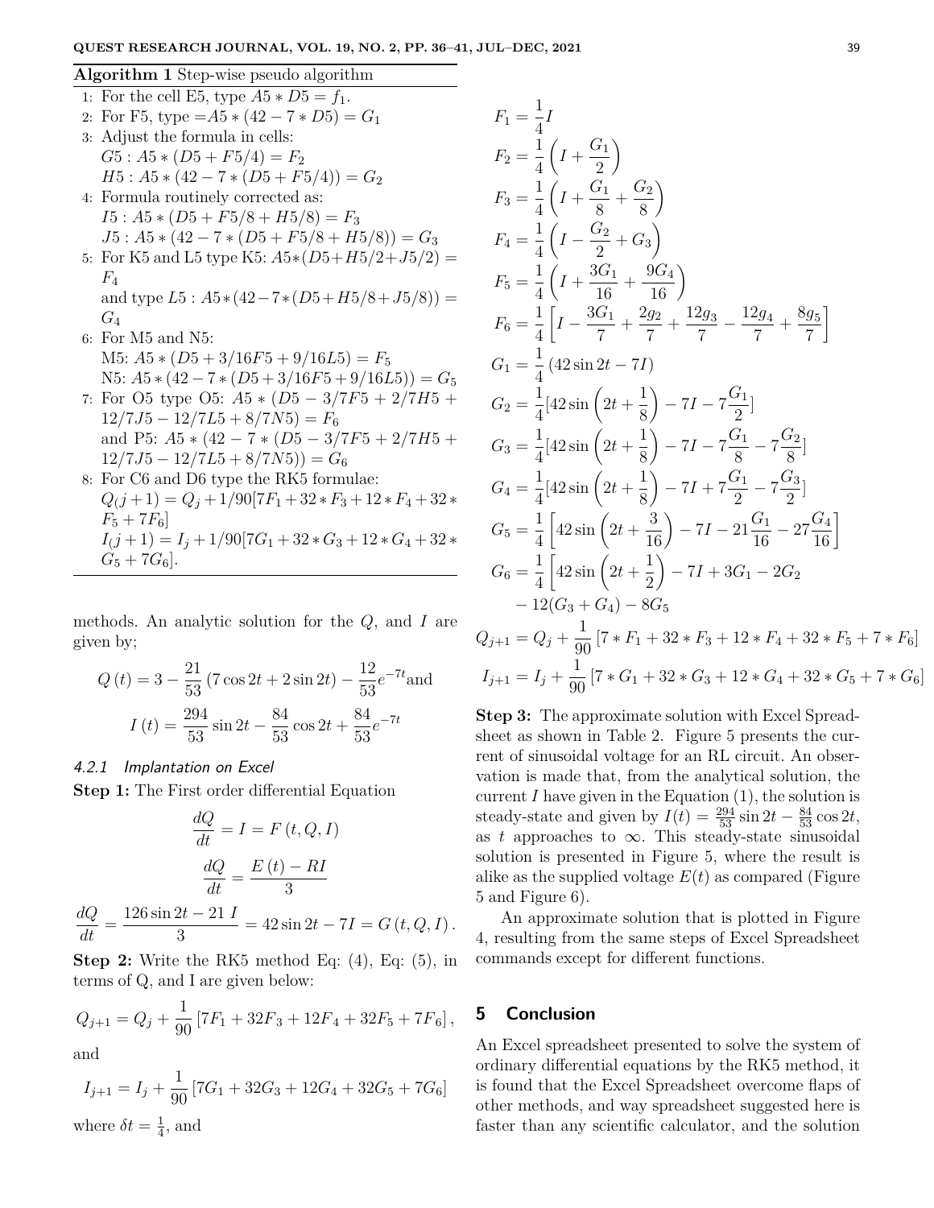**Algorithm 1** Step-wise pseudo algorithm

1. For the cell E5, type $A5 * D5 = f_1$.
2. For F5, type $= A5 * (42 - 7 * D5) = G_1$
3. Adjust the formula in cells:
   $G5 : A5 * (D5 + F5/4) = F_2$
   $H5 : A5 * (42 - 7 * (D5 + F5/4)) = G_2$
4. Formula routinely corrected as:
   $I5 : A5 * (D5 + F5/8 + H5/8) = F_3$
   $J5 : A5 * (42 - 7 * (D5 + F5/8 + H5/8)) = G_3$
5. For K5 and L5 type K5: $A5*(D5+H5/2+J5/2) = F_4$
   and type $L5 : A5*(42-7*(D5+H5/8+J5/8)) = G_4$
6. For M5 and N5:
   M5: $A5 * (D5 + 3/16F5 + 9/16L5) = F_5$
   N5: $A5 * (42 - 7 * (D5 + 3/16F5 + 9/16L5)) = G_5$
7. For O5 type O5: $A5 * (D5 - 3/7F5 + 2/7H5 + 12/7J5 - 12/7L5 + 8/7N5) = F_6$
   and P5: $A5 * (42 - 7 * (D5 - 3/7F5 + 2/7H5 + 12/7J5 - 12/7L5 + 8/7N5)) = G_6$
8. For C6 and D6 type the RK5 formulae:
   $Q_(j+1) = Q_j + 1/90[7F_1 + 32 * F_3 + 12 * F_4 + 32 * F_5 + 7F_6]$
   $I_(j+1) = I_j + 1/90[7G_1 + 32 * G_3 + 12 * G_4 + 32 * G_5 + 7G_6]$.

methods. An analytic solution for the $Q$, and $I$ are given by;

$$Q(t) = 3 - \frac{21}{53}(7\cos 2t + 2\sin 2t) - \frac{12}{53}e^{-7t} \text{and}$$

$$I(t) = \frac{294}{53}\sin 2t - \frac{84}{53}\cos 2t + \frac{84}{53}e^{-7t}$$

#### 4.2.1 Implantation on Excel

**Step 1:** The First order differential Equation

$$\frac{dQ}{dt} = I = F(t, Q, I)$$

$$\frac{dQ}{dt} = \frac{E(t) - RI}{3}$$

$$\frac{dQ}{dt} = \frac{126\sin 2t - 21\ I}{3} = 42\sin 2t - 7I = G(t, Q, I).$$

**Step 2:** Write the RK5 method Eq: (4), Eq: (5), in terms of Q, and I are given below:

$$Q_{j+1} = Q_j + \frac{1}{90}[7F_1 + 32F_3 + 12F_4 + 32F_5 + 7F_6],$$

and

$$I_{j+1} = I_j + \frac{1}{90}[7G_1 + 32G_3 + 12G_4 + 32G_5 + 7G_6]$$

where $\delta t = \frac{1}{4}$, and

$$F_1 = \frac{1}{4}I$$

$$F_2 = \frac{1}{4}\left(I + \frac{G_1}{2}\right)$$

$$F_3 = \frac{1}{4}\left(I + \frac{G_1}{8} + \frac{G_2}{8}\right)$$

$$F_4 = \frac{1}{4}\left(I - \frac{G_2}{2} + G_3\right)$$

$$F_5 = \frac{1}{4}\left(I + \frac{3G_1}{16} + \frac{9G_4}{16}\right)$$

$$F_6 = \frac{1}{4}\left[I - \frac{3G_1}{7} + \frac{2g_2}{7} + \frac{12g_3}{7} - \frac{12g_4}{7} + \frac{8g_5}{7}\right]$$

$$G_1 = \frac{1}{4}(42\sin 2t - 7I)$$

$$G_2 = \frac{1}{4}[42\sin\left(2t + \frac{1}{8}\right) - 7I - 7\frac{G_1}{2}]$$

$$G_3 = \frac{1}{4}[42\sin\left(2t + \frac{1}{8}\right) - 7I - 7\frac{G_1}{8} - 7\frac{G_2}{8}]$$

$$G_4 = \frac{1}{4}[42\sin\left(2t + \frac{1}{8}\right) - 7I + 7\frac{G_1}{2} - 7\frac{G_3}{2}]$$

$$G_5 = \frac{1}{4}\left[42\sin\left(2t + \frac{3}{16}\right) - 7I - 21\frac{G_1}{16} - 27\frac{G_4}{16}\right]$$

$$G_6 = \frac{1}{4}\left[42\sin\left(2t + \frac{1}{2}\right) - 7I + 3G_1 - 2G_2 - 12(G_3 + G_4) - 8G_5\right.$$

$$Q_{j+1} = Q_j + \frac{1}{90}[7 * F_1 + 32 * F_3 + 12 * F_4 + 32 * F_5 + 7 * F_6]$$

$$I_{j+1} = I_j + \frac{1}{90}[7 * G_1 + 32 * G_3 + 12 * G_4 + 32 * G_5 + 7 * G_6]$$

**Step 3:** The approximate solution with Excel Spreadsheet as shown in Table 2. Figure 5 presents the current of sinusoidal voltage for an RL circuit. An observation is made that, from the analytical solution, the current $I$ have given in the Equation (1), the solution is steady-state and given by $I(t) = \frac{294}{53}\sin 2t - \frac{84}{53}\cos 2t$, as $t$ approaches to $\infty$. This steady-state sinusoidal solution is presented in Figure 5, where the result is alike as the supplied voltage $E(t)$ as compared (Figure 5 and Figure 6).

An approximate solution that is plotted in Figure 4, resulting from the same steps of Excel Spreadsheet commands except for different functions.

## 5 Conclusion

An Excel spreadsheet presented to solve the system of ordinary differential equations by the RK5 method, it is found that the Excel Spreadsheet overcome flaps of other methods, and way spreadsheet suggested here is faster than any scientific calculator, and the solution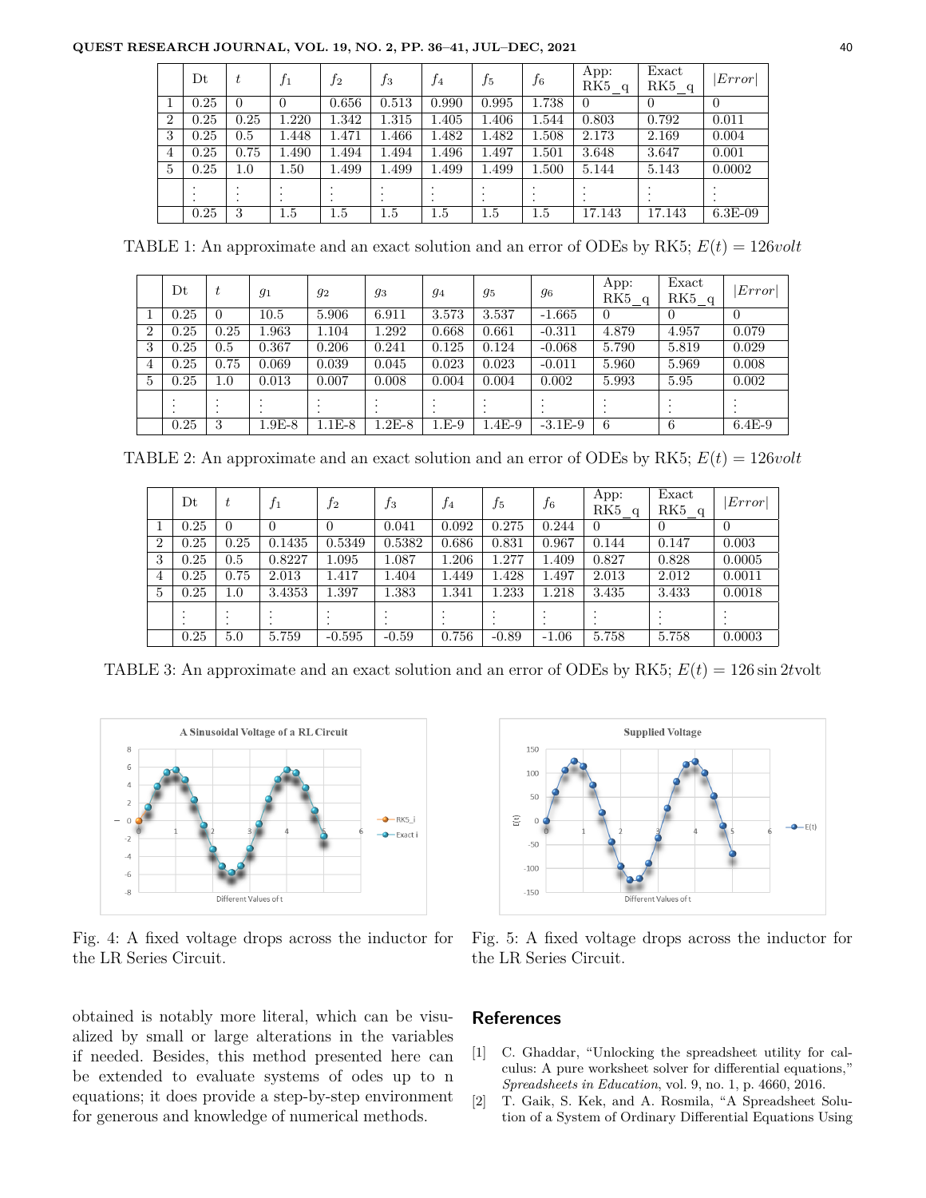|  | Dt | $t$ | $f_1$ | $f_2$ | $f_3$ | $f_4$ | $f_5$ | $f_6$ | App: RK5_q | Exact RK5_q | $\|Error\|$ |
|---|---|---|---|---|---|---|---|---|---|---|---|
| 1 | 0.25 | 0 | 0 | 0.656 | 0.513 | 0.990 | 0.995 | 1.738 | 0 | 0 | 0 |
| 2 | 0.25 | 0.25 | 1.220 | 1.342 | 1.315 | 1.405 | 1.406 | 1.544 | 0.803 | 0.792 | 0.011 |
| 3 | 0.25 | 0.5 | 1.448 | 1.471 | 1.466 | 1.482 | 1.482 | 1.508 | 2.173 | 2.169 | 0.004 |
| 4 | 0.25 | 0.75 | 1.490 | 1.494 | 1.494 | 1.496 | 1.497 | 1.501 | 3.648 | 3.647 | 0.001 |
| 5 | 0.25 | 1.0 | 1.50 | 1.499 | 1.499 | 1.499 | 1.499 | 1.500 | 5.144 | 5.143 | 0.0002 |
|  | ⋮ | ⋮ | ⋮ | ⋮ | ⋮ | ⋮ | ⋮ | ⋮ | ⋮ | ⋮ | ⋮ |
|  | 0.25 | 3 | 1.5 | 1.5 | 1.5 | 1.5 | 1.5 | 1.5 | 17.143 | 17.143 | 6.3E-09 |

TABLE 1: An approximate and an exact solution and an error of ODEs by RK5; $E(t) = 126volt$

|  | Dt | $t$ | $g_1$ | $g_2$ | $g_3$ | $g_4$ | $g_5$ | $g_6$ | App: RK5_q | Exact RK5_q | $\|Error\|$ |
|---|---|---|---|---|---|---|---|---|---|---|---|
| 1 | 0.25 | 0 | 10.5 | 5.906 | 6.911 | 3.573 | 3.537 | -1.665 | 0 | 0 | 0 |
| 2 | 0.25 | 0.25 | 1.963 | 1.104 | 1.292 | 0.668 | 0.661 | -0.311 | 4.879 | 4.957 | 0.079 |
| 3 | 0.25 | 0.5 | 0.367 | 0.206 | 0.241 | 0.125 | 0.124 | -0.068 | 5.790 | 5.819 | 0.029 |
| 4 | 0.25 | 0.75 | 0.069 | 0.039 | 0.045 | 0.023 | 0.023 | -0.011 | 5.960 | 5.969 | 0.008 |
| 5 | 0.25 | 1.0 | 0.013 | 0.007 | 0.008 | 0.004 | 0.004 | 0.002 | 5.993 | 5.95 | 0.002 |
|  | ⋮ | ⋮ | ⋮ | ⋮ | ⋮ | ⋮ | ⋮ | ⋮ | ⋮ | ⋮ | ⋮ |
|  | 0.25 | 3 | 1.9E-8 | 1.1E-8 | 1.2E-8 | 1.E-9 | 1.4E-9 | -3.1E-9 | 6 | 6 | 6.4E-9 |

TABLE 2: An approximate and an exact solution and an error of ODEs by RK5; $E(t) = 126volt$

|  | Dt | $t$ | $f_1$ | $f_2$ | $f_3$ | $f_4$ | $f_5$ | $f_6$ | App: RK5_q | Exact RK5_q | $\|Error\|$ |
|---|---|---|---|---|---|---|---|---|---|---|---|
| 1 | 0.25 | 0 | 0 | 0 | 0.041 | 0.092 | 0.275 | 0.244 | 0 | 0 | 0 |
| 2 | 0.25 | 0.25 | 0.1435 | 0.5349 | 0.5382 | 0.686 | 0.831 | 0.967 | 0.144 | 0.147 | 0.003 |
| 3 | 0.25 | 0.5 | 0.8227 | 1.095 | 1.087 | 1.206 | 1.277 | 1.409 | 0.827 | 0.828 | 0.0005 |
| 4 | 0.25 | 0.75 | 2.013 | 1.417 | 1.404 | 1.449 | 1.428 | 1.497 | 2.013 | 2.012 | 0.0011 |
| 5 | 0.25 | 1.0 | 3.4353 | 1.397 | 1.383 | 1.341 | 1.233 | 1.218 | 3.435 | 3.433 | 0.0018 |
|  | ⋮ | ⋮ | ⋮ | ⋮ | ⋮ | ⋮ | ⋮ | ⋮ | ⋮ | ⋮ | ⋮ |
|  | 0.25 | 5.0 | 5.759 | -0.595 | -0.59 | 0.756 | -0.89 | -1.06 | 5.758 | 5.758 | 0.0003 |

TABLE 3: An approximate and an exact solution and an error of ODEs by RK5; $E(t) = 126 \sin 2t$volt

Fig. 4: A fixed voltage drops across the inductor for the LR Series Circuit.

Fig. 5: A fixed voltage drops across the inductor for the LR Series Circuit.

obtained is notably more literal, which can be visualized by small or large alterations in the variables if needed. Besides, this method presented here can be extended to evaluate systems of odes up to n equations; it does provide a step-by-step environment for generous and knowledge of numerical methods.

## References

[1] C. Ghaddar, "Unlocking the spreadsheet utility for calculus: A pure worksheet solver for differential equations," *Spreadsheets in Education*, vol. 9, no. 1, p. 4660, 2016.

[2] T. Gaik, S. Kek, and A. Rosmila, "A Spreadsheet Solution of a System of Ordinary Differential Equations Using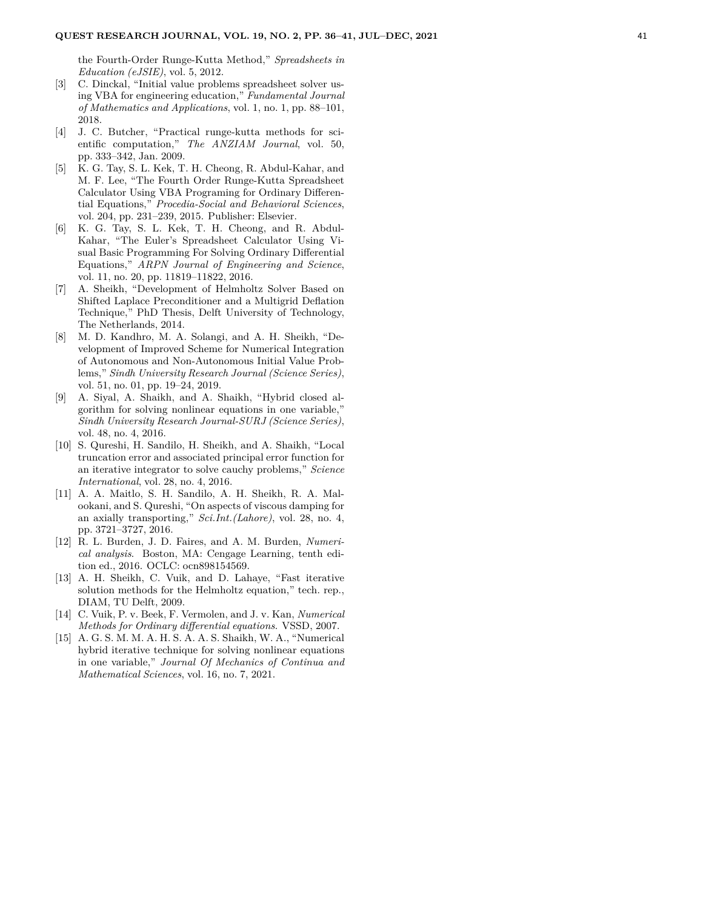the Fourth-Order Runge-Kutta Method," *Spreadsheets in Education (eJSIE)*, vol. 5, 2012.

[3] C. Dinckal, "Initial value problems spreadsheet solver using VBA for engineering education," *Fundamental Journal of Mathematics and Applications*, vol. 1, no. 1, pp. 88–101, 2018.

[4] J. C. Butcher, "Practical runge-kutta methods for scientific computation," *The ANZIAM Journal*, vol. 50, pp. 333–342, Jan. 2009.

[5] K. G. Tay, S. L. Kek, T. H. Cheong, R. Abdul-Kahar, and M. F. Lee, "The Fourth Order Runge-Kutta Spreadsheet Calculator Using VBA Programing for Ordinary Differential Equations," *Procedia-Social and Behavioral Sciences*, vol. 204, pp. 231–239, 2015. Publisher: Elsevier.

[6] K. G. Tay, S. L. Kek, T. H. Cheong, and R. Abdul-Kahar, "The Euler's Spreadsheet Calculator Using Visual Basic Programming For Solving Ordinary Differential Equations," *ARPN Journal of Engineering and Science*, vol. 11, no. 20, pp. 11819–11822, 2016.

[7] A. Sheikh, "Development of Helmholtz Solver Based on Shifted Laplace Preconditioner and a Multigrid Deflation Technique," PhD Thesis, Delft University of Technology, The Netherlands, 2014.

[8] M. D. Kandhro, M. A. Solangi, and A. H. Sheikh, "Development of Improved Scheme for Numerical Integration of Autonomous and Non-Autonomous Initial Value Problems," *Sindh University Research Journal (Science Series)*, vol. 51, no. 01, pp. 19–24, 2019.

[9] A. Siyal, A. Shaikh, and A. Shaikh, "Hybrid closed algorithm for solving nonlinear equations in one variable," *Sindh University Research Journal-SURJ (Science Series)*, vol. 48, no. 4, 2016.

[10] S. Qureshi, H. Sandilo, H. Sheikh, and A. Shaikh, "Local truncation error and associated principal error function for an iterative integrator to solve cauchy problems," *Science International*, vol. 28, no. 4, 2016.

[11] A. A. Maitlo, S. H. Sandilo, A. H. Sheikh, R. A. Malookani, and S. Qureshi, "On aspects of viscous damping for an axially transporting," *Sci.Int.(Lahore)*, vol. 28, no. 4, pp. 3721–3727, 2016.

[12] R. L. Burden, J. D. Faires, and A. M. Burden, *Numerical analysis*. Boston, MA: Cengage Learning, tenth edition ed., 2016. OCLC: ocn898154569.

[13] A. H. Sheikh, C. Vuik, and D. Lahaye, "Fast iterative solution methods for the Helmholtz equation," tech. rep., DIAM, TU Delft, 2009.

[14] C. Vuik, P. v. Beek, F. Vermolen, and J. v. Kan, *Numerical Methods for Ordinary differential equations*. VSSD, 2007.

[15] A. G. S. M. M. A. H. S. A. A. S. Shaikh, W. A., "Numerical hybrid iterative technique for solving nonlinear equations in one variable," *Journal Of Mechanics of Continua and Mathematical Sciences*, vol. 16, no. 7, 2021.